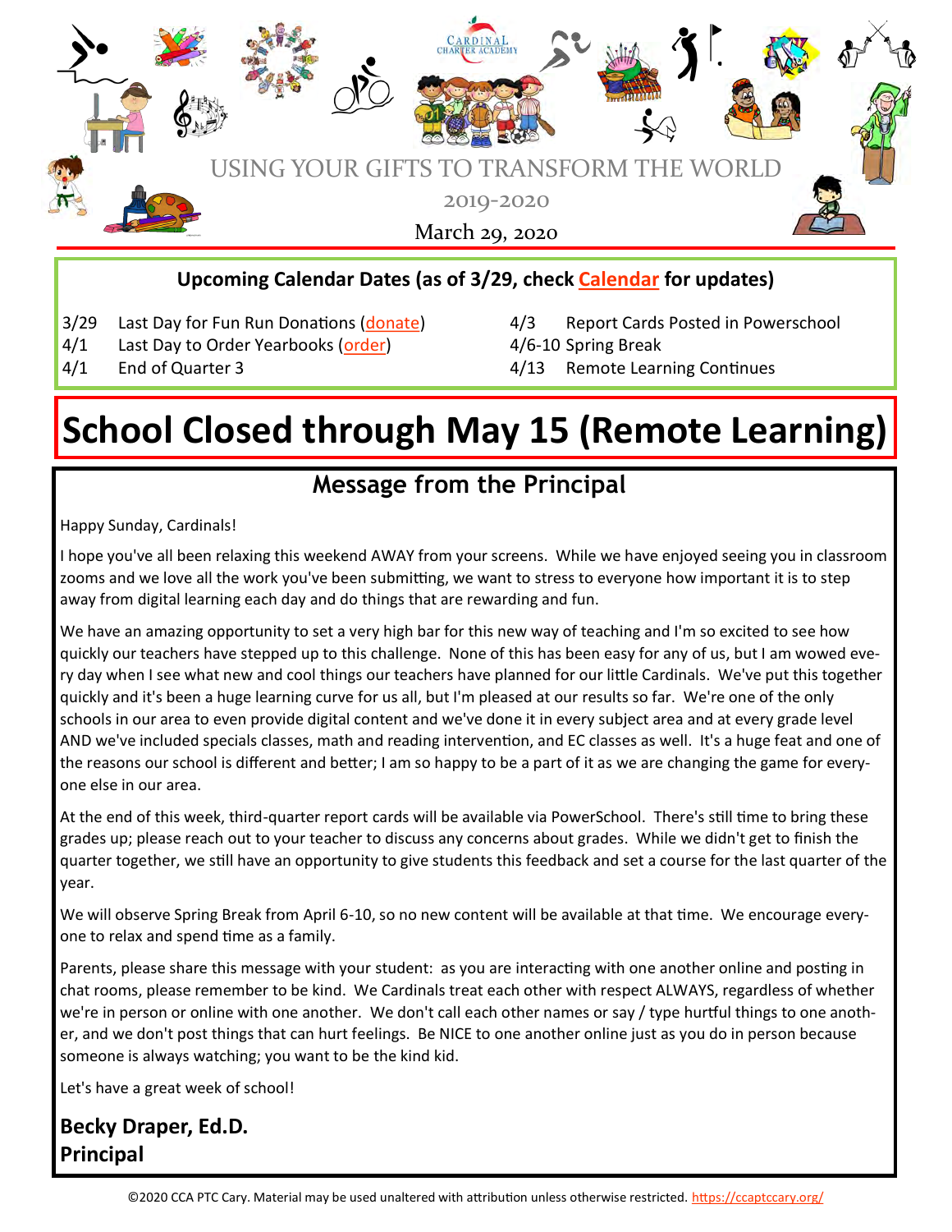CARDINAL CHARTER ACADEMY

USING YOUR GIFTS TO TRANSFORM THE WORLD

2019-2020

March 29, 2020

**Upcoming Calendar Dates (as of 3/29, check Calendar for updates)**

- 3/29 Last Day for Fun Run Donations (donate)
- 4/1 Last Day to Order Yearbooks (order)
- 4/1 End of Quarter 3
- 4/3 Report Cards Posted in Powerschool
- 4/6-10 Spring Break
- 4/13 Remote Learning Continues

# School Closed through May 15 (Remote Learning)

## Message from the Principal

Happy Sunday, Cardinals!

I hope you've all been relaxing this weekend AWAY from your screens. While we have enjoyed seeing you in classroom zooms and we love all the work you've been submitting, we want to stress to everyone how important it is to step away from digital learning each day and do things that are rewarding and fun.

We have an amazing opportunity to set a very high bar for this new way of teaching and I'm so excited to see how quickly our teachers have stepped up to this challenge. None of this has been easy for any of us, but I am wowed every day when I see what new and cool things our teachers have planned for our little Cardinals. We've put this together quickly and it's been a huge learning curve for us all, but I'm pleased at our results so far. We're one of the only schools in our area to even provide digital content and we've done it in every subject area and at every grade level AND we've included specials classes, math and reading intervention, and EC classes as well. It's a huge feat and one of the reasons our school is different and better; I am so happy to be a part of it as we are changing the game for everyone else in our area.

At the end of this week, third-quarter report cards will be available via PowerSchool. There's still time to bring these grades up; please reach out to your teacher to discuss any concerns about grades. While we didn't get to finish the quarter together, we still have an opportunity to give students this feedback and set a course for the last quarter of the year.

We will observe Spring Break from April 6-10, so no new content will be available at that time. We encourage everyone to relax and spend time as a family.

Parents, please share this message with your student: as you are interacting with one another online and posting in chat rooms, please remember to be kind. We Cardinals treat each other with respect ALWAYS, regardless of whether we're in person or online with one another. We don't call each other names or say / type hurtful things to one another, and we don't post things that can hurt feelings. Be NICE to one another online just as you do in person because someone is always watching; you want to be the kind kid.

Let's have a great week of school!

**Becky Draper, Ed.D.**
**Principal**

©2020 CCA PTC Cary. Material may be used unaltered with attribution unless otherwise restricted. https://ccaptccary.org/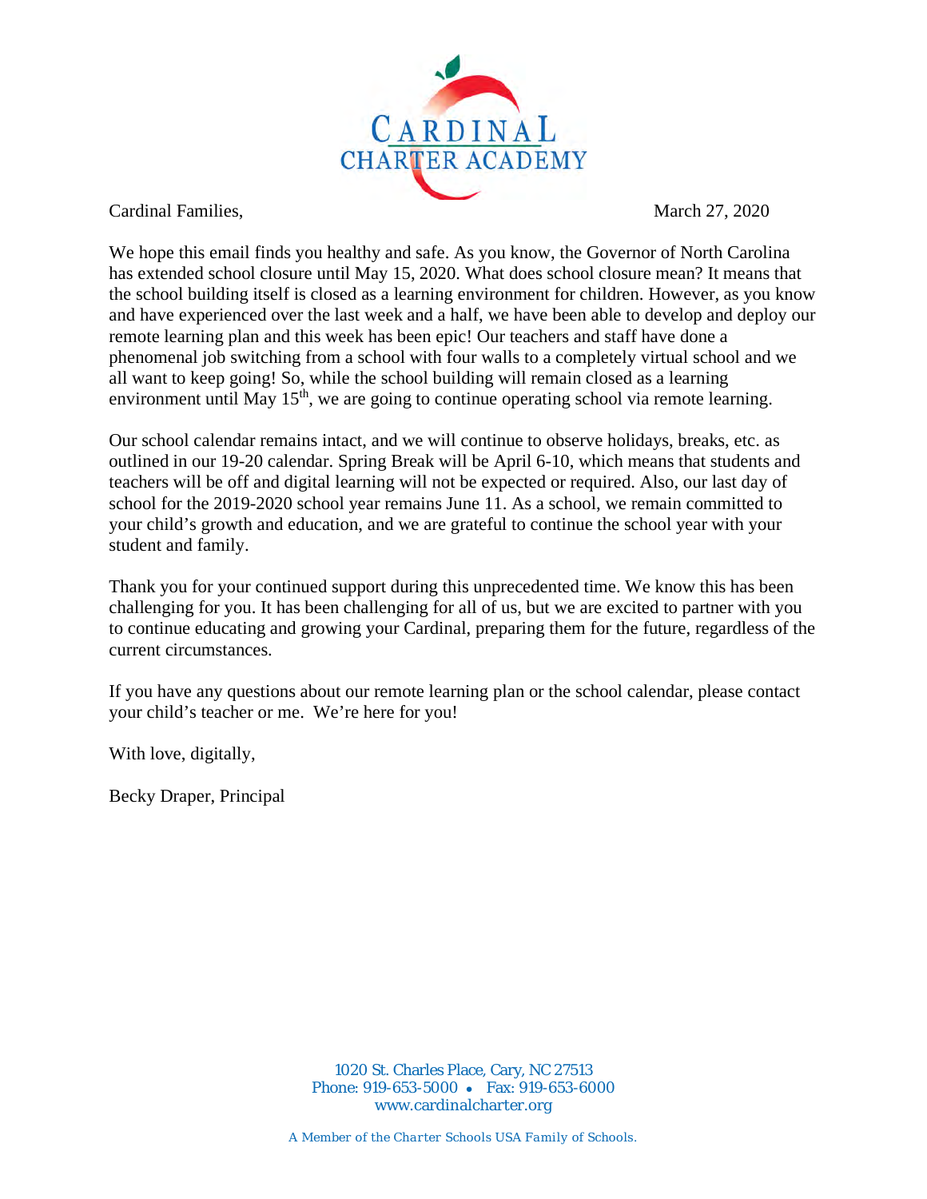CARDINAL CHARTER ACADEMY

Cardinal Families, March 27, 2020

We hope this email finds you healthy and safe. As you know, the Governor of North Carolina has extended school closure until May 15, 2020. What does school closure mean? It means that the school building itself is closed as a learning environment for children. However, as you know and have experienced over the last week and a half, we have been able to develop and deploy our remote learning plan and this week has been epic! Our teachers and staff have done a phenomenal job switching from a school with four walls to a completely virtual school and we all want to keep going! So, while the school building will remain closed as a learning environment until May 15th, we are going to continue operating school via remote learning.

Our school calendar remains intact, and we will continue to observe holidays, breaks, etc. as outlined in our 19-20 calendar. Spring Break will be April 6-10, which means that students and teachers will be off and digital learning will not be expected or required. Also, our last day of school for the 2019-2020 school year remains June 11. As a school, we remain committed to your child's growth and education, and we are grateful to continue the school year with your student and family.

Thank you for your continued support during this unprecedented time. We know this has been challenging for you. It has been challenging for all of us, but we are excited to partner with you to continue educating and growing your Cardinal, preparing them for the future, regardless of the current circumstances.

If you have any questions about our remote learning plan or the school calendar, please contact your child's teacher or me. We're here for you!

With love, digitally,

Becky Draper, Principal

1020 St. Charles Place, Cary, NC 27513
Phone: 919-653-5000 • Fax: 919-653-6000
www.cardinalcharter.org

A Member of the Charter Schools USA Family of Schools.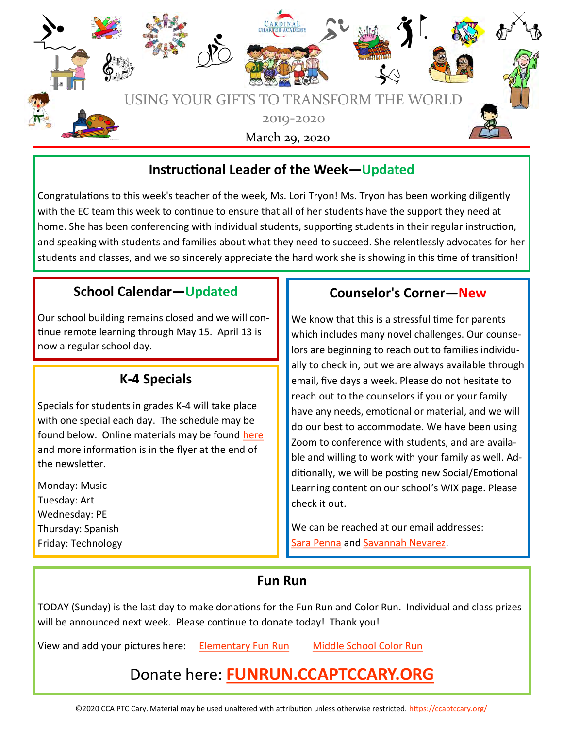USING YOUR GIFTS TO TRANSFORM THE WORLD

2019-2020

March 29, 2020

## Instructional Leader of the Week—Updated

Congratulations to this week's teacher of the week, Ms. Lori Tryon! Ms. Tryon has been working diligently with the EC team this week to continue to ensure that all of her students have the support they need at home. She has been conferencing with individual students, supporting students in their regular instruction, and speaking with students and families about what they need to succeed. She relentlessly advocates for her students and classes, and we so sincerely appreciate the hard work she is showing in this time of transition!

## School Calendar—Updated

Our school building remains closed and we will continue remote learning through May 15. April 13 is now a regular school day.

## K-4 Specials

Specials for students in grades K-4 will take place with one special each day. The schedule may be found below. Online materials may be found here and more information is in the flyer at the end of the newsletter.

Monday: Music
Tuesday: Art
Wednesday: PE
Thursday: Spanish
Friday: Technology

## Counselor's Corner—New

We know that this is a stressful time for parents which includes many novel challenges. Our counselors are beginning to reach out to families individually to check in, but we are always available through email, five days a week. Please do not hesitate to reach out to the counselors if you or your family have any needs, emotional or material, and we will do our best to accommodate. We have been using Zoom to conference with students, and are available and willing to work with your family as well. Additionally, we will be posting new Social/Emotional Learning content on our school's WIX page. Please check it out.

We can be reached at our email addresses: Sara Penna and Savannah Nevarez.

## Fun Run

TODAY (Sunday) is the last day to make donations for the Fun Run and Color Run. Individual and class prizes will be announced next week. Please continue to donate today! Thank you!

View and add your pictures here: Elementary Fun Run Middle School Color Run

Donate here: **FUNRUN.CCAPTCCARY.ORG**

©2020 CCA PTC Cary. Material may be used unaltered with attribution unless otherwise restricted. https://ccaptccary.org/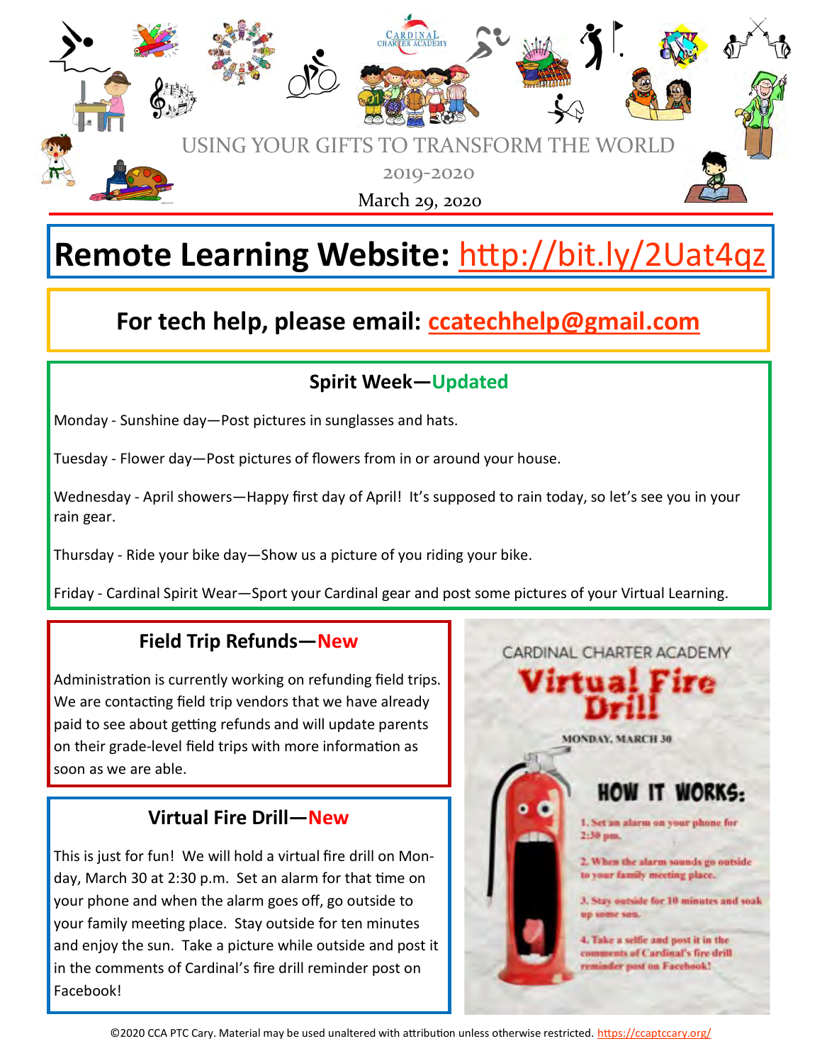USING YOUR GIFTS TO TRANSFORM THE WORLD

2019-2020

March 29, 2020

# Remote Learning Website: http://bit.ly/2Uat4qz

## For tech help, please email: ccatechhelp@gmail.com

## Spirit Week—Updated

Monday - Sunshine day—Post pictures in sunglasses and hats.

Tuesday - Flower day—Post pictures of flowers from in or around your house.

Wednesday - April showers—Happy first day of April! It's supposed to rain today, so let's see you in your rain gear.

Thursday - Ride your bike day—Show us a picture of you riding your bike.

Friday - Cardinal Spirit Wear—Sport your Cardinal gear and post some pictures of your Virtual Learning.

## Field Trip Refunds—New

Administration is currently working on refunding field trips. We are contacting field trip vendors that we have already paid to see about getting refunds and will update parents on their grade-level field trips with more information as soon as we are able.

## Virtual Fire Drill—New

This is just for fun! We will hold a virtual fire drill on Monday, March 30 at 2:30 p.m. Set an alarm for that time on your phone and when the alarm goes off, go outside to your family meeting place. Stay outside for ten minutes and enjoy the sun. Take a picture while outside and post it in the comments of Cardinal's fire drill reminder post on Facebook!

CARDINAL CHARTER ACADEMY

**Virtual Fire Drill**

MONDAY, MARCH 30

**HOW IT WORKS:**

1. Set an alarm on your phone for 2:30 pm.
2. When the alarm sounds go outside to your family meeting place.
3. Stay outside for 10 minutes and soak up some sun.
4. Take a selfie and post it in the comments of Cardinal's fire drill reminder post on Facebook!

©2020 CCA PTC Cary. Material may be used unaltered with attribution unless otherwise restricted. https://ccaptccary.org/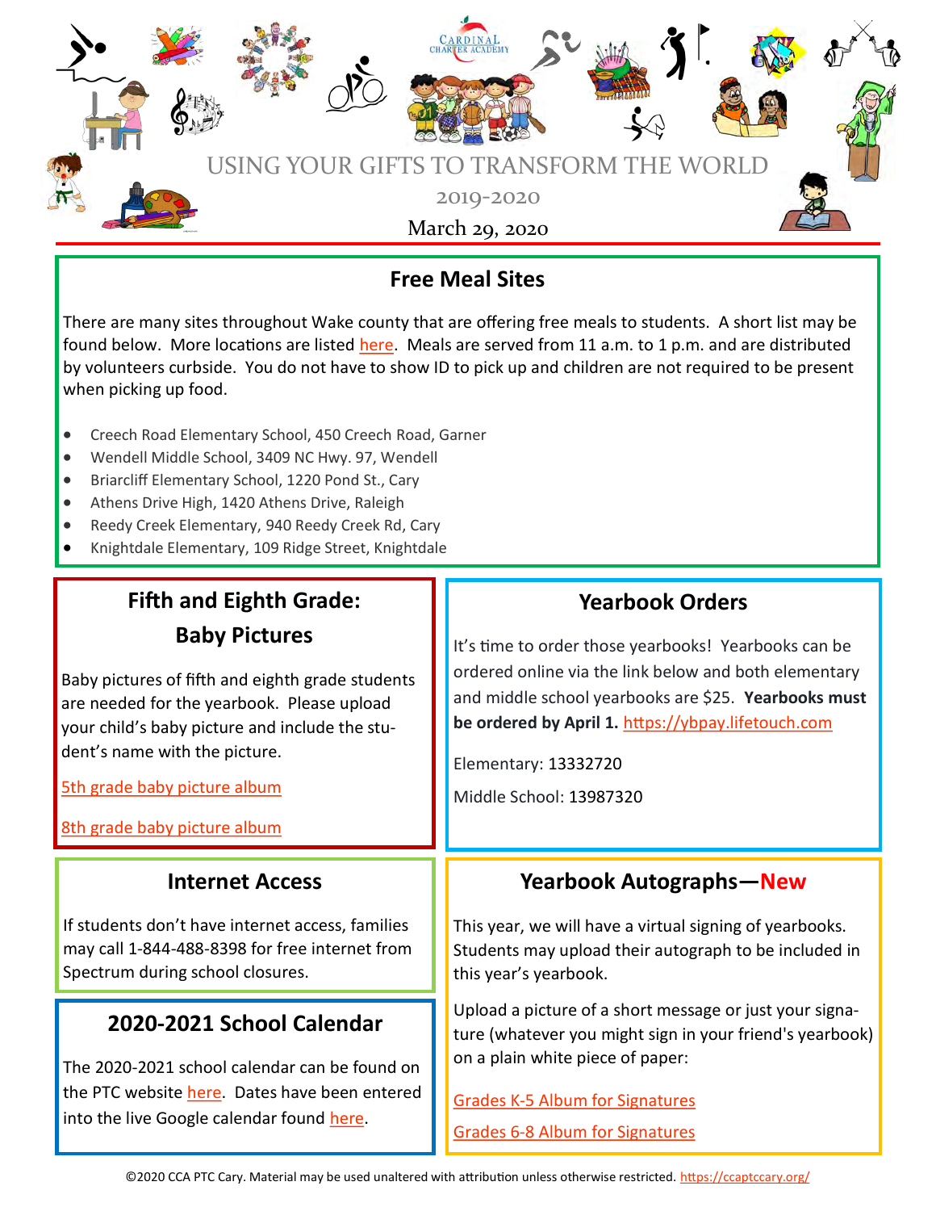USING YOUR GIFTS TO TRANSFORM THE WORLD

2019-2020

March 29, 2020

## Free Meal Sites

There are many sites throughout Wake county that are offering free meals to students. A short list may be found below. More locations are listed here. Meals are served from 11 a.m. to 1 p.m. and are distributed by volunteers curbside. You do not have to show ID to pick up and children are not required to be present when picking up food.

- Creech Road Elementary School, 450 Creech Road, Garner
- Wendell Middle School, 3409 NC Hwy. 97, Wendell
- Briarcliff Elementary School, 1220 Pond St., Cary
- Athens Drive High, 1420 Athens Drive, Raleigh
- Reedy Creek Elementary, 940 Reedy Creek Rd, Cary
- Knightdale Elementary, 109 Ridge Street, Knightdale

## Fifth and Eighth Grade: Baby Pictures

Baby pictures of fifth and eighth grade students are needed for the yearbook. Please upload your child's baby picture and include the student's name with the picture.

5th grade baby picture album

8th grade baby picture album

## Internet Access

If students don't have internet access, families may call 1-844-488-8398 for free internet from Spectrum during school closures.

## 2020-2021 School Calendar

The 2020-2021 school calendar can be found on the PTC website here. Dates have been entered into the live Google calendar found here.

## Yearbook Orders

It's time to order those yearbooks! Yearbooks can be ordered online via the link below and both elementary and middle school yearbooks are $25. **Yearbooks must be ordered by April 1.** https://ybpay.lifetouch.com

Elementary: 13332720

Middle School: 13987320

## Yearbook Autographs—New

This year, we will have a virtual signing of yearbooks. Students may upload their autograph to be included in this year's yearbook.

Upload a picture of a short message or just your signature (whatever you might sign in your friend's yearbook) on a plain white piece of paper:

Grades K-5 Album for Signatures

Grades 6-8 Album for Signatures

©2020 CCA PTC Cary. Material may be used unaltered with attribution unless otherwise restricted. https://ccaptccary.org/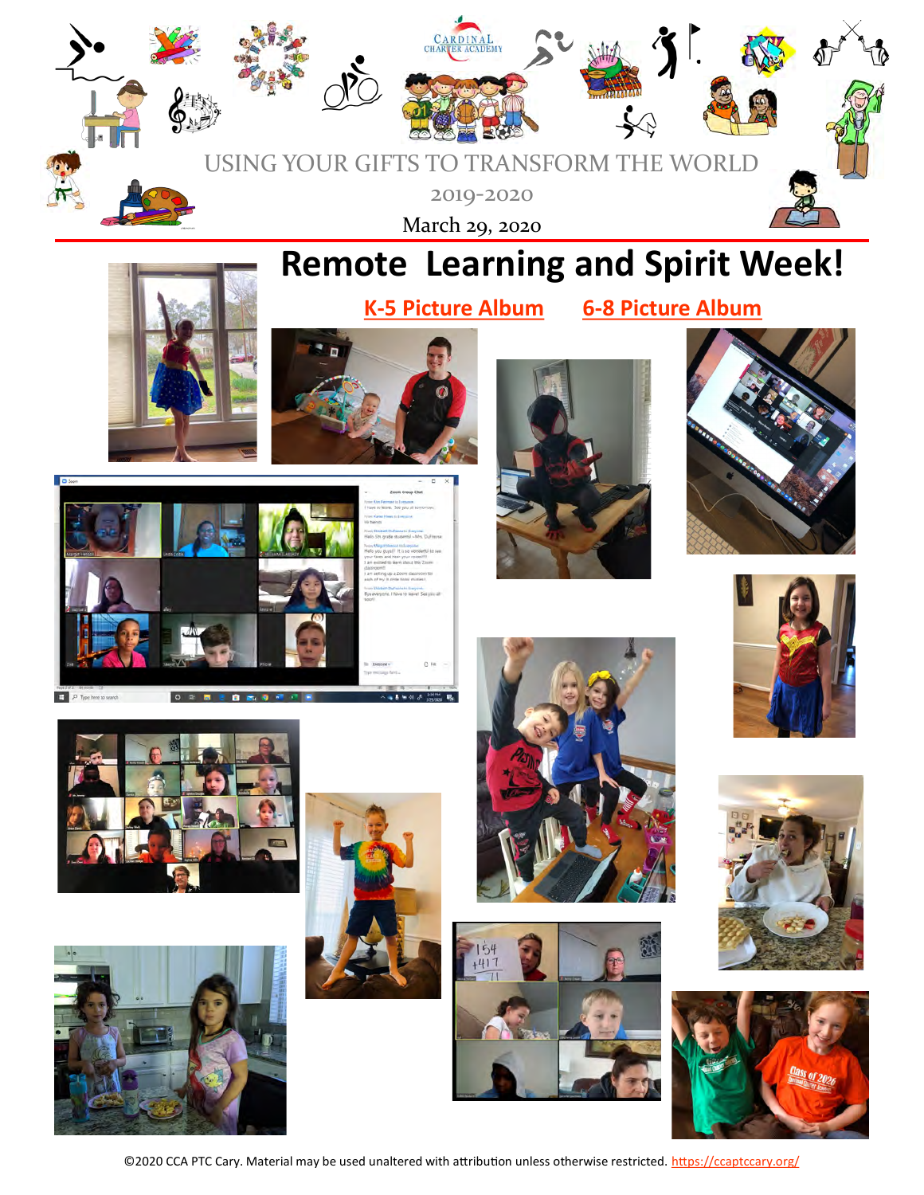USING YOUR GIFTS TO TRANSFORM THE WORLD

2019-2020

March 29, 2020

# Remote Learning and Spirit Week!

K-5 Picture Album 6-8 Picture Album

©2020 CCA PTC Cary. Material may be used unaltered with attribution unless otherwise restricted. https://ccaptccary.org/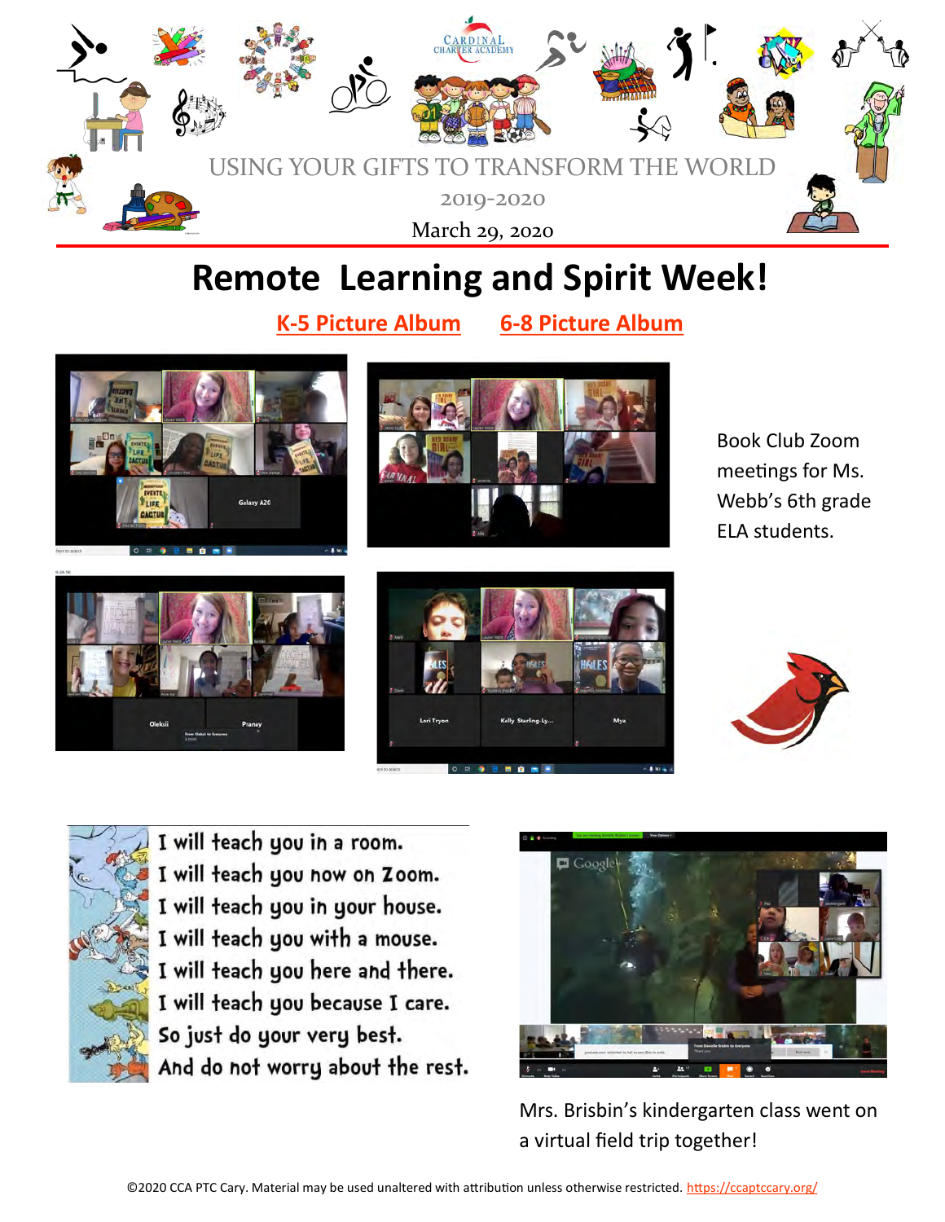USING YOUR GIFTS TO TRANSFORM THE WORLD

2019-2020

March 29, 2020

# Remote Learning and Spirit Week!

K-5 Picture Album    6-8 Picture Album

Book Club Zoom meetings for Ms. Webb's 6th grade ELA students.

I will teach you in a room.
I will teach you now on Zoom.
I will teach you in your house.
I will teach you with a mouse.
I will teach you here and there.
I will teach you because I care.
So just do your very best.
And do not worry about the rest.

Mrs. Brisbin's kindergarten class went on a virtual field trip together!

©2020 CCA PTC Cary. Material may be used unaltered with attribution unless otherwise restricted. https://ccaptccary.org/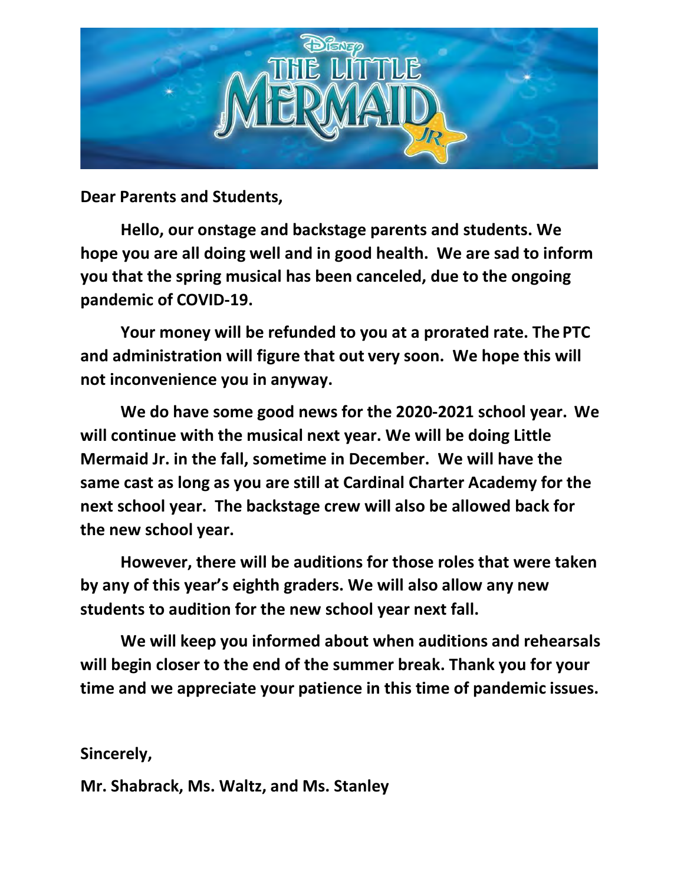**Dear Parents and Students,**

**Hello, our onstage and backstage parents and students. We hope you are all doing well and in good health. We are sad to inform you that the spring musical has been canceled, due to the ongoing pandemic of COVID-19.**

**Your money will be refunded to you at a prorated rate. The PTC and administration will figure that out very soon. We hope this will not inconvenience you in anyway.**

**We do have some good news for the 2020-2021 school year. We will continue with the musical next year. We will be doing Little Mermaid Jr. in the fall, sometime in December. We will have the same cast as long as you are still at Cardinal Charter Academy for the next school year. The backstage crew will also be allowed back for the new school year.**

**However, there will be auditions for those roles that were taken by any of this year's eighth graders. We will also allow any new students to audition for the new school year next fall.**

**We will keep you informed about when auditions and rehearsals will begin closer to the end of the summer break. Thank you for your time and we appreciate your patience in this time of pandemic issues.**

**Sincerely,**

**Mr. Shabrack, Ms. Waltz, and Ms. Stanley**